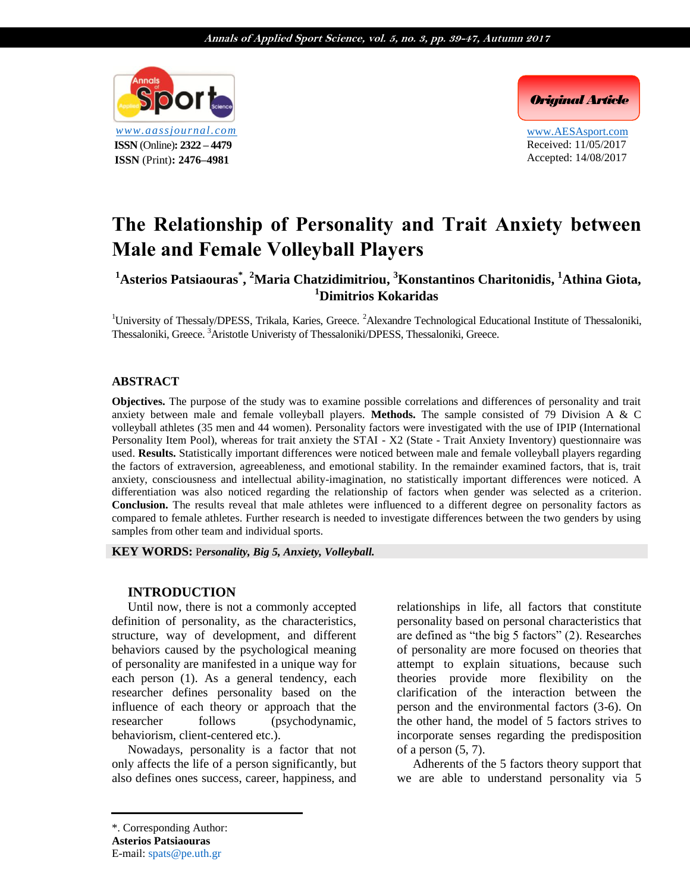www.aassjournal.com
**ISSN** (Online)**: 2322 – 4479**
**ISSN** (Print)**: 2476–4981**

***Original Article***

www.AESAsport.com
Received: 11/05/2017
Accepted: 14/08/2017

# The Relationship of Personality and Trait Anxiety between Male and Female Volleyball Players

**[1]Asterios Patsiaouras[*], [2]Maria Chatzidimitriou, [3]Konstantinos Charitonidis, [1]Athina Giota, [1]Dimitrios Kokaridas**

[1]University of Thessaly/DPESS, Trikala, Karies, Greece. [2]Alexandre Technological Educational Institute of Thessaloniki, Thessaloniki, Greece. [3]Aristotle Univeristy of Thessaloniki/DPESS, Thessaloniki, Greece.

## ABSTRACT

**Objectives.** The purpose of the study was to examine possible correlations and differences of personality and trait anxiety between male and female volleyball players. **Methods.** The sample consisted of 79 Division A & C volleyball athletes (35 men and 44 women). Personality factors were investigated with the use of IPIP (International Personality Item Pool), whereas for trait anxiety the STAI - X2 (State - Trait Anxiety Inventory) questionnaire was used. **Results.** Statistically important differences were noticed between male and female volleyball players regarding the factors of extraversion, agreeableness, and emotional stability. In the remainder examined factors, that is, trait anxiety, consciousness and intellectual ability-imagination, no statistically important differences were noticed. A differentiation was also noticed regarding the relationship of factors when gender was selected as a criterion. **Conclusion.** The results reveal that male athletes were influenced to a different degree on personality factors as compared to female athletes. Further research is needed to investigate differences between the two genders by using samples from other team and individual sports.

**KEY WORDS:** P***ersonality, Big 5, Anxiety, Volleyball.***

## INTRODUCTION

Until now, there is not a commonly accepted definition of personality, as the characteristics, structure, way of development, and different behaviors caused by the psychological meaning of personality are manifested in a unique way for each person (1). As a general tendency, each researcher defines personality based on the influence of each theory or approach that the researcher follows (psychodynamic, behaviorism, client-centered etc.).

Nowadays, personality is a factor that not only affects the life of a person significantly, but also defines ones success, career, happiness, and relationships in life, all factors that constitute personality based on personal characteristics that are defined as "the big 5 factors" (2). Researches of personality are more focused on theories that attempt to explain situations, because such theories provide more flexibility on the clarification of the interaction between the person and the environmental factors (3-6). On the other hand, the model of 5 factors strives to incorporate senses regarding the predisposition of a person (5, 7).

Adherents of the 5 factors theory support that we are able to understand personality via 5

*. Corresponding Author:
**Asterios Patsiaouras**
E-mail: spats@pe.uth.gr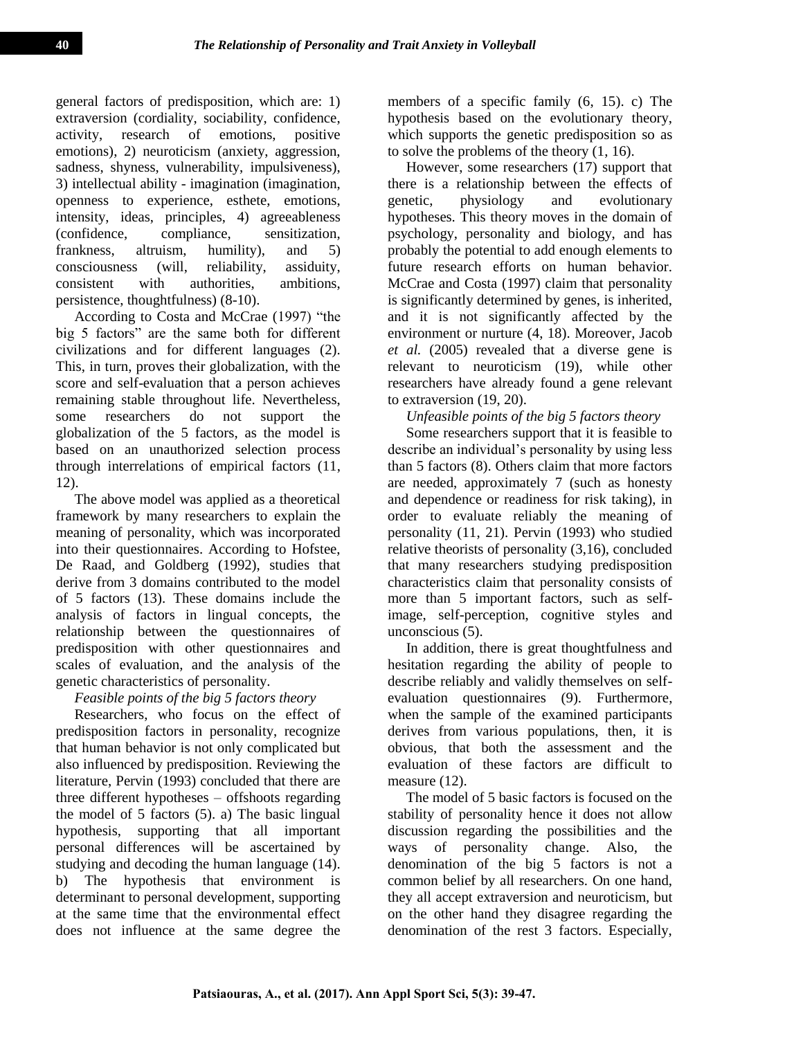general factors of predisposition, which are: 1) extraversion (cordiality, sociability, confidence, activity, research of emotions, positive emotions), 2) neuroticism (anxiety, aggression, sadness, shyness, vulnerability, impulsiveness), 3) intellectual ability - imagination (imagination, openness to experience, esthete, emotions, intensity, ideas, principles, 4) agreeableness (confidence, compliance, sensitization, frankness, altruism, humility), and 5) consciousness (will, reliability, assiduity, consistent with authorities, ambitions, persistence, thoughtfulness) (8-10).

According to Costa and McCrae (1997) "the big 5 factors" are the same both for different civilizations and for different languages (2). This, in turn, proves their globalization, with the score and self-evaluation that a person achieves remaining stable throughout life. Nevertheless, some researchers do not support the globalization of the 5 factors, as the model is based on an unauthorized selection process through interrelations of empirical factors (11, 12).

The above model was applied as a theoretical framework by many researchers to explain the meaning of personality, which was incorporated into their questionnaires. According to Hofstee, De Raad, and Goldberg (1992), studies that derive from 3 domains contributed to the model of 5 factors (13). These domains include the analysis of factors in lingual concepts, the relationship between the questionnaires of predisposition with other questionnaires and scales of evaluation, and the analysis of the genetic characteristics of personality.

*Feasible points of the big 5 factors theory*

Researchers, who focus on the effect of predisposition factors in personality, recognize that human behavior is not only complicated but also influenced by predisposition. Reviewing the literature, Pervin (1993) concluded that there are three different hypotheses – offshoots regarding the model of 5 factors (5). a) The basic lingual hypothesis, supporting that all important personal differences will be ascertained by studying and decoding the human language (14). b) The hypothesis that environment is determinant to personal development, supporting at the same time that the environmental effect does not influence at the same degree the members of a specific family (6, 15). c) The hypothesis based on the evolutionary theory, which supports the genetic predisposition so as to solve the problems of the theory (1, 16).

However, some researchers (17) support that there is a relationship between the effects of genetic, physiology and evolutionary hypotheses. This theory moves in the domain of psychology, personality and biology, and has probably the potential to add enough elements to future research efforts on human behavior. McCrae and Costa (1997) claim that personality is significantly determined by genes, is inherited, and it is not significantly affected by the environment or nurture (4, 18). Moreover, Jacob *et al.* (2005) revealed that a diverse gene is relevant to neuroticism (19), while other researchers have already found a gene relevant to extraversion (19, 20).

*Unfeasible points of the big 5 factors theory*

Some researchers support that it is feasible to describe an individual's personality by using less than 5 factors (8). Others claim that more factors are needed, approximately 7 (such as honesty and dependence or readiness for risk taking), in order to evaluate reliably the meaning of personality (11, 21). Pervin (1993) who studied relative theorists of personality (3,16), concluded that many researchers studying predisposition characteristics claim that personality consists of more than 5 important factors, such as self-image, self-perception, cognitive styles and unconscious (5).

In addition, there is great thoughtfulness and hesitation regarding the ability of people to describe reliably and validly themselves on self-evaluation questionnaires (9). Furthermore, when the sample of the examined participants derives from various populations, then, it is obvious, that both the assessment and the evaluation of these factors are difficult to measure (12).

The model of 5 basic factors is focused on the stability of personality hence it does not allow discussion regarding the possibilities and the ways of personality change. Also, the denomination of the big 5 factors is not a common belief by all researchers. On one hand, they all accept extraversion and neuroticism, but on the other hand they disagree regarding the denomination of the rest 3 factors. Especially,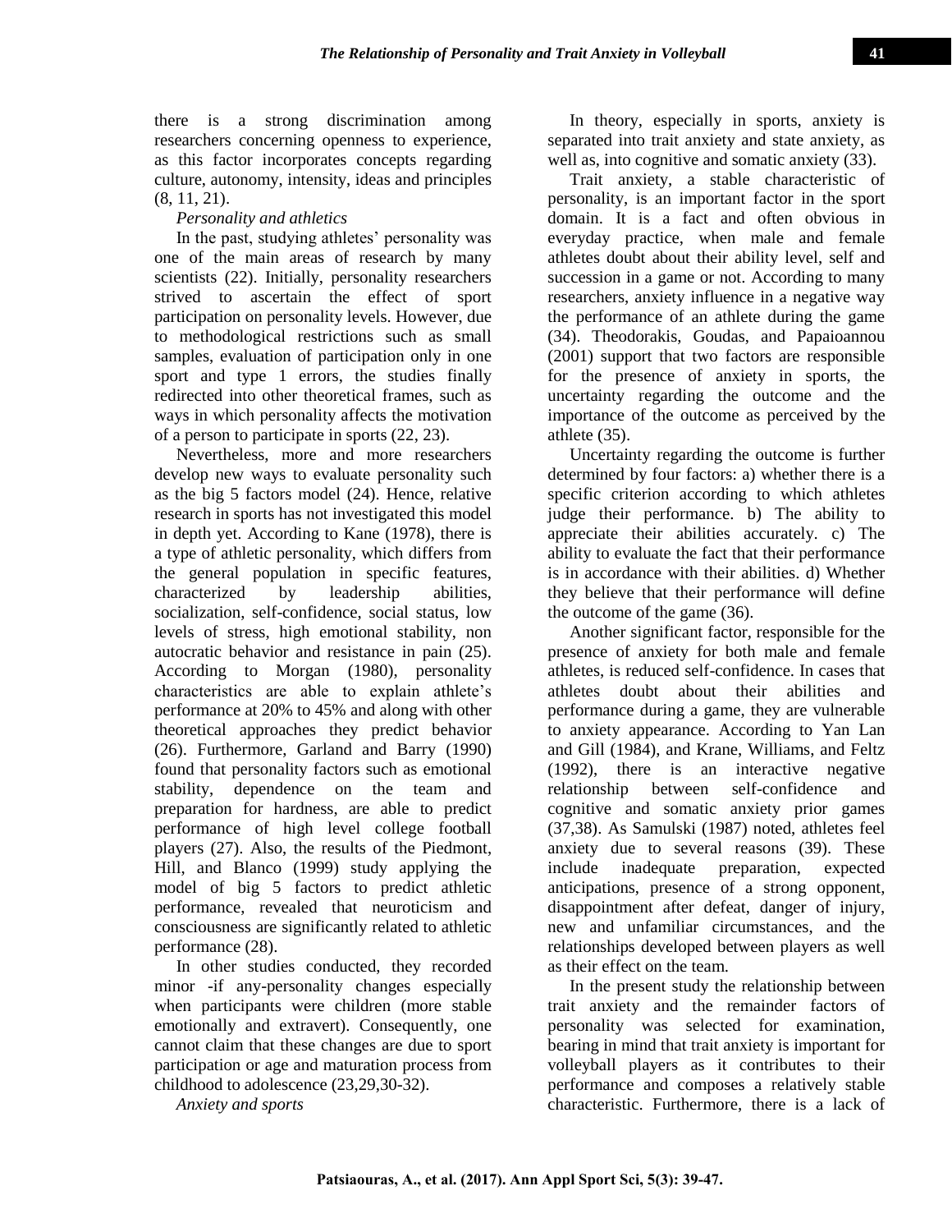there is a strong discrimination among researchers concerning openness to experience, as this factor incorporates concepts regarding culture, autonomy, intensity, ideas and principles (8, 11, 21).

*Personality and athletics*

In the past, studying athletes' personality was one of the main areas of research by many scientists (22). Initially, personality researchers strived to ascertain the effect of sport participation on personality levels. However, due to methodological restrictions such as small samples, evaluation of participation only in one sport and type 1 errors, the studies finally redirected into other theoretical frames, such as ways in which personality affects the motivation of a person to participate in sports (22, 23).

Nevertheless, more and more researchers develop new ways to evaluate personality such as the big 5 factors model (24). Hence, relative research in sports has not investigated this model in depth yet. According to Kane (1978), there is a type of athletic personality, which differs from the general population in specific features, characterized by leadership abilities, socialization, self-confidence, social status, low levels of stress, high emotional stability, non autocratic behavior and resistance in pain (25). According to Morgan (1980), personality characteristics are able to explain athlete's performance at 20% to 45% and along with other theoretical approaches they predict behavior (26). Furthermore, Garland and Barry (1990) found that personality factors such as emotional stability, dependence on the team and preparation for hardness, are able to predict performance of high level college football players (27). Also, the results of the Piedmont, Hill, and Blanco (1999) study applying the model of big 5 factors to predict athletic performance, revealed that neuroticism and consciousness are significantly related to athletic performance (28).

In other studies conducted, they recorded minor -if any-personality changes especially when participants were children (more stable emotionally and extravert). Consequently, one cannot claim that these changes are due to sport participation or age and maturation process from childhood to adolescence (23,29,30-32).

*Anxiety and sports*

In theory, especially in sports, anxiety is separated into trait anxiety and state anxiety, as well as, into cognitive and somatic anxiety (33).

Trait anxiety, a stable characteristic of personality, is an important factor in the sport domain. It is a fact and often obvious in everyday practice, when male and female athletes doubt about their ability level, self and succession in a game or not. According to many researchers, anxiety influence in a negative way the performance of an athlete during the game (34). Theodorakis, Goudas, and Papaioannou (2001) support that two factors are responsible for the presence of anxiety in sports, the uncertainty regarding the outcome and the importance of the outcome as perceived by the athlete (35).

Uncertainty regarding the outcome is further determined by four factors: a) whether there is a specific criterion according to which athletes judge their performance. b) The ability to appreciate their abilities accurately. c) The ability to evaluate the fact that their performance is in accordance with their abilities. d) Whether they believe that their performance will define the outcome of the game (36).

Another significant factor, responsible for the presence of anxiety for both male and female athletes, is reduced self-confidence. In cases that athletes doubt about their abilities and performance during a game, they are vulnerable to anxiety appearance. According to Yan Lan and Gill (1984), and Krane, Williams, and Feltz (1992), there is an interactive negative relationship between self-confidence and cognitive and somatic anxiety prior games (37,38). As Samulski (1987) noted, athletes feel anxiety due to several reasons (39). These include inadequate preparation, expected anticipations, presence of a strong opponent, disappointment after defeat, danger of injury, new and unfamiliar circumstances, and the relationships developed between players as well as their effect on the team.

In the present study the relationship between trait anxiety and the remainder factors of personality was selected for examination, bearing in mind that trait anxiety is important for volleyball players as it contributes to their performance and composes a relatively stable characteristic. Furthermore, there is a lack of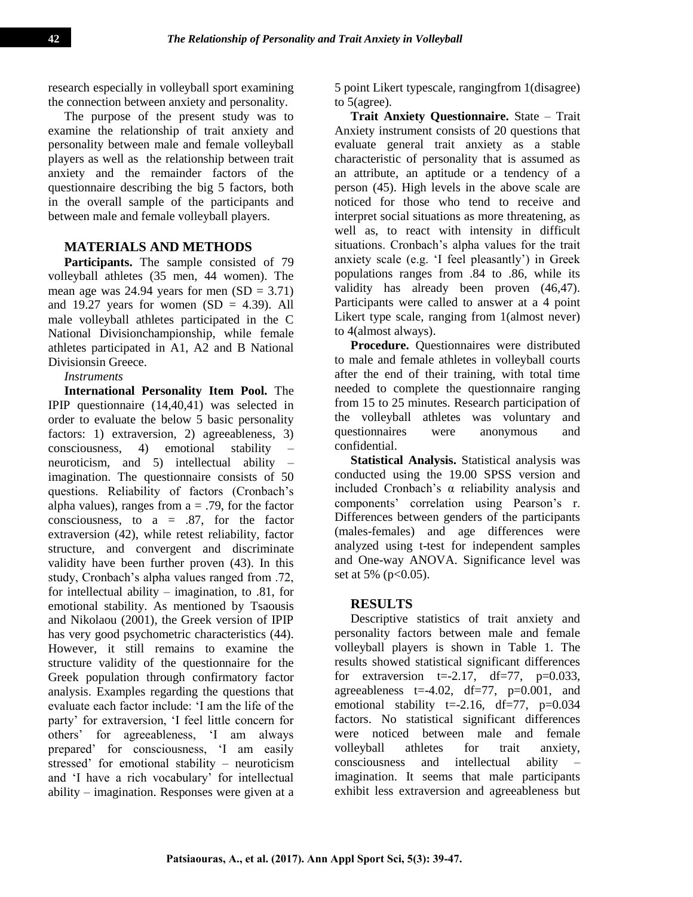research especially in volleyball sport examining the connection between anxiety and personality.

The purpose of the present study was to examine the relationship of trait anxiety and personality between male and female volleyball players as well as the relationship between trait anxiety and the remainder factors of the questionnaire describing the big 5 factors, both in the overall sample of the participants and between male and female volleyball players.

## MATERIALS AND METHODS

**Participants.** The sample consisted of 79 volleyball athletes (35 men, 44 women). The mean age was 24.94 years for men (SD = 3.71) and 19.27 years for women (SD = 4.39). All male volleyball athletes participated in the C National Divisionchampionship, while female athletes participated in A1, A2 and B National Divisionsin Greece.

*Instruments*

**International Personality Item Pool.** The IPIP questionnaire (14,40,41) was selected in order to evaluate the below 5 basic personality factors: 1) extraversion, 2) agreeableness, 3) consciousness, 4) emotional stability – neuroticism, and 5) intellectual ability – imagination. The questionnaire consists of 50 questions. Reliability of factors (Cronbach's alpha values), ranges from a = .79, for the factor consciousness, to a = .87, for the factor extraversion (42), while retest reliability, factor structure, and convergent and discriminate validity have been further proven (43). In this study, Cronbach's alpha values ranged from .72, for intellectual ability – imagination, to .81, for emotional stability. As mentioned by Tsaousis and Nikolaou (2001), the Greek version of IPIP has very good psychometric characteristics (44). However, it still remains to examine the structure validity of the questionnaire for the Greek population through confirmatory factor analysis. Examples regarding the questions that evaluate each factor include: 'I am the life of the party' for extraversion, 'I feel little concern for others' for agreeableness, 'I am always prepared' for consciousness, 'I am easily stressed' for emotional stability – neuroticism and 'I have a rich vocabulary' for intellectual ability – imagination. Responses were given at a 5 point Likert typescale, rangingfrom 1(disagree) to 5(agree).

**Trait Anxiety Questionnaire.** State – Trait Anxiety instrument consists of 20 questions that evaluate general trait anxiety as a stable characteristic of personality that is assumed as an attribute, an aptitude or a tendency of a person (45). High levels in the above scale are noticed for those who tend to receive and interpret social situations as more threatening, as well as, to react with intensity in difficult situations. Cronbach's alpha values for the trait anxiety scale (e.g. 'I feel pleasantly') in Greek populations ranges from .84 to .86, while its validity has already been proven (46,47). Participants were called to answer at a 4 point Likert type scale, ranging from 1(almost never) to 4(almost always).

**Procedure.** Questionnaires were distributed to male and female athletes in volleyball courts after the end of their training, with total time needed to complete the questionnaire ranging from 15 to 25 minutes. Research participation of the volleyball athletes was voluntary and questionnaires were anonymous and confidential.

**Statistical Analysis.** Statistical analysis was conducted using the 19.00 SPSS version and included Cronbach's α reliability analysis and components' correlation using Pearson's r. Differences between genders of the participants (males-females) and age differences were analyzed using t-test for independent samples and One-way ANOVA. Significance level was set at 5% ($p<0.05$).

## RESULTS

Descriptive statistics of trait anxiety and personality factors between male and female volleyball players is shown in Table 1. The results showed statistical significant differences for extraversion $t=-2.17$, $df=77$, $p=0.033$, agreeableness $t=-4.02$, $df=77$, $p=0.001$, and emotional stability $t=-2.16$, $df=77$, $p=0.034$ factors. No statistical significant differences were noticed between male and female volleyball athletes for trait anxiety, consciousness and intellectual ability – imagination. It seems that male participants exhibit less extraversion and agreeableness but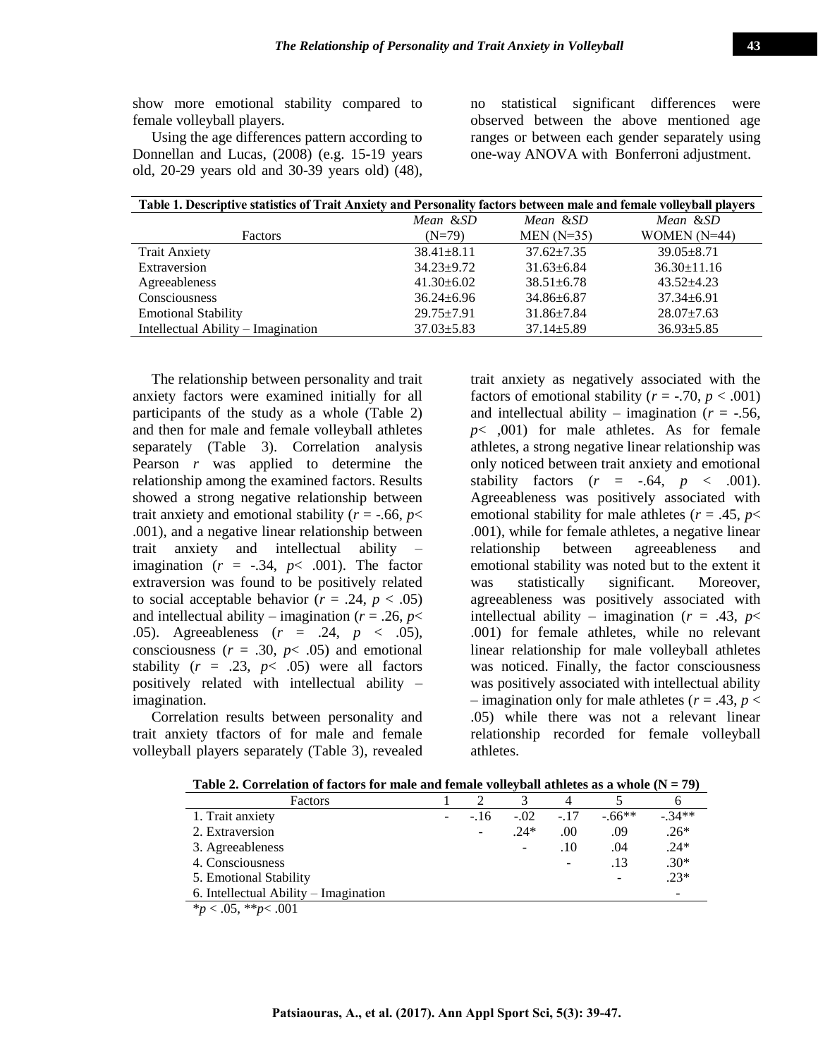show more emotional stability compared to female volleyball players.

Using the age differences pattern according to Donnellan and Lucas, (2008) (e.g. 15-19 years old, 20-29 years old and 30-39 years old) (48), no statistical significant differences were observed between the above mentioned age ranges or between each gender separately using one-way ANOVA with Bonferroni adjustment.

**Table 1. Descriptive statistics of Trait Anxiety and Personality factors between male and female volleyball players**

| Factors | *Mean &SD* (N=79) | *Mean &SD* MEN (N=35) | *Mean &SD* WOMEN (N=44) |
|---|---|---|---|
| Trait Anxiety | 38.41±8.11 | 37.62±7.35 | 39.05±8.71 |
| Extraversion | 34.23±9.72 | 31.63±6.84 | 36.30±11.16 |
| Agreeableness | 41.30±6.02 | 38.51±6.78 | 43.52±4.23 |
| Consciousness | 36.24±6.96 | 34.86±6.87 | 37.34±6.91 |
| Emotional Stability | 29.75±7.91 | 31.86±7.84 | 28.07±7.63 |
| Intellectual Ability – Imagination | 37.03±5.83 | 37.14±5.89 | 36.93±5.85 |

The relationship between personality and trait anxiety factors were examined initially for all participants of the study as a whole (Table 2) and then for male and female volleyball athletes separately (Table 3). Correlation analysis Pearson *r* was applied to determine the relationship among the examined factors. Results showed a strong negative relationship between trait anxiety and emotional stability ($r = -.66$, $p < .001$), and a negative linear relationship between trait anxiety and intellectual ability – imagination ($r = -.34$, $p < .001$). The factor extraversion was found to be positively related to social acceptable behavior ($r = .24$, $p < .05$) and intellectual ability – imagination ($r = .26$, $p < .05$). Agreeableness ($r = .24$, $p < .05$), consciousness ($r = .30$, $p < .05$) and emotional stability ($r = .23$, $p < .05$) were all factors positively related with intellectual ability – imagination.

Correlation results between personality and trait anxiety tfactors of for male and female volleyball players separately (Table 3), revealed trait anxiety as negatively associated with the factors of emotional stability ($r = -.70$, $p < .001$) and intellectual ability – imagination ($r = -.56$, $p <$ ,001) for male athletes. As for female athletes, a strong negative linear relationship was only noticed between trait anxiety and emotional stability factors ($r = -.64$, $p < .001$). Agreeableness was positively associated with emotional stability for male athletes ($r = .45$, $p < .001$), while for female athletes, a negative linear relationship between agreeableness and emotional stability was noted but to the extent it was statistically significant. Moreover, agreeableness was positively associated with intellectual ability – imagination ($r = .43$, $p < .001$) for female athletes, while no relevant linear relationship for male volleyball athletes was noticed. Finally, the factor consciousness was positively associated with intellectual ability – imagination only for male athletes ($r = .43$, $p < .05$) while there was not a relevant linear relationship recorded for female volleyball athletes.

**Table 2. Correlation of factors for male and female volleyball athletes as a whole (N = 79)**

| Factors | 1 | 2 | 3 | 4 | 5 | 6 |
|---|---|---|---|---|---|---|
| 1. Trait anxiety | - | -.16 | -.02 | -.17 | -.66** | -.34** |
| 2. Extraversion | | - | .24* | .00 | .09 | .26* |
| 3. Agreeableness | | | - | .10 | .04 | .24* |
| 4. Consciousness | | | | - | .13 | .30* |
| 5. Emotional Stability | | | | | - | .23* |
| 6. Intellectual Ability – Imagination | | | | | | - |

*$p < .05$, **$p < .001$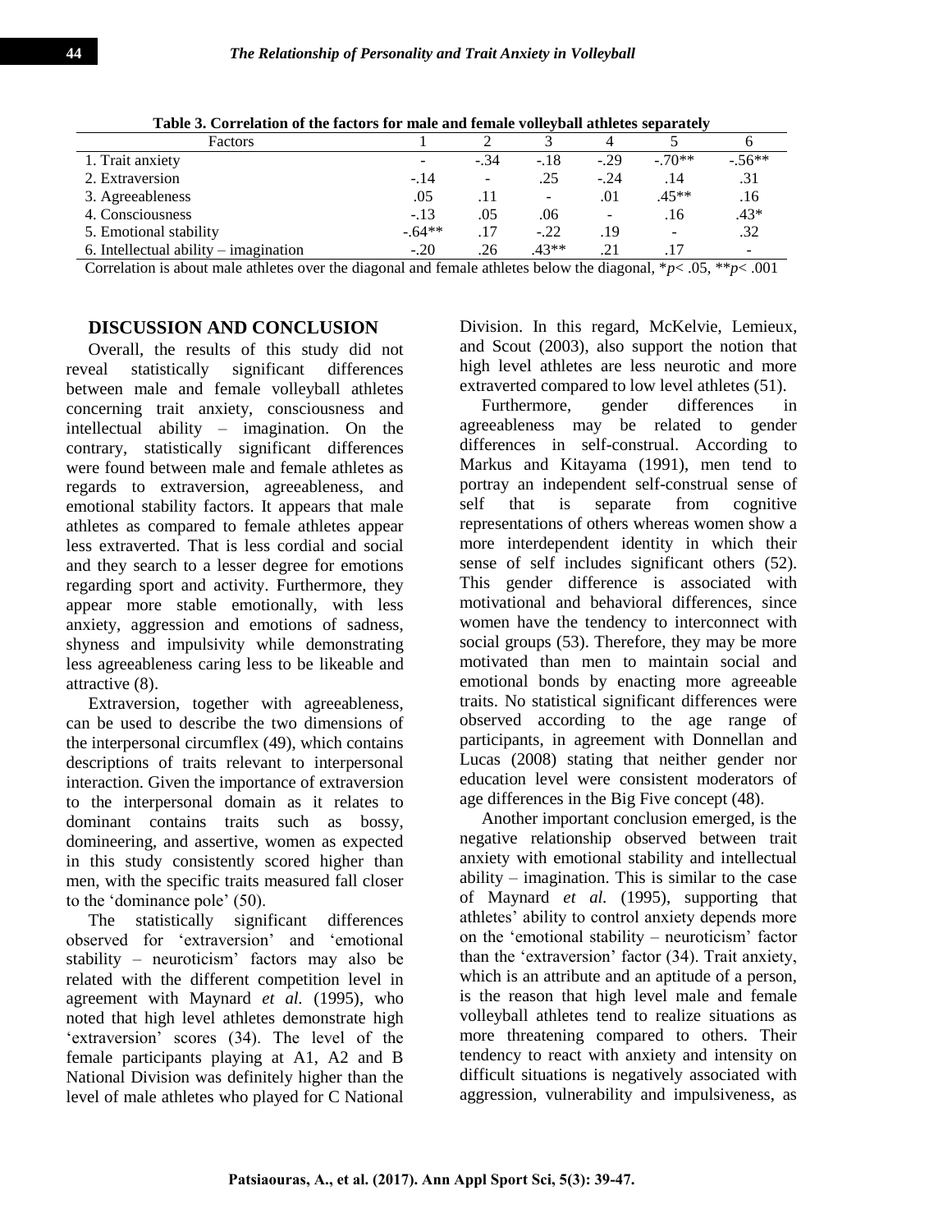**Table 3. Correlation of the factors for male and female volleyball athletes separately**

| Factors | 1 | 2 | 3 | 4 | 5 | 6 |
|---|---|---|---|---|---|---|
| 1. Trait anxiety | - | -.34 | -.18 | -.29 | -.70** | -.56** |
| 2. Extraversion | -.14 | - | .25 | -.24 | .14 | .31 |
| 3. Agreeableness | .05 | .11 | - | .01 | .45** | .16 |
| 4. Consciousness | -.13 | .05 | .06 | - | .16 | .43* |
| 5. Emotional stability | -.64** | .17 | -.22 | .19 | - | .32 |
| 6. Intellectual ability – imagination | -.20 | .26 | .43** | .21 | .17 | - |

Correlation is about male athletes over the diagonal and female athletes below the diagonal, \*$p < .05$, \*\*$p < .001$

## DISCUSSION AND CONCLUSION

Overall, the results of this study did not reveal statistically significant differences between male and female volleyball athletes concerning trait anxiety, consciousness and intellectual ability – imagination. On the contrary, statistically significant differences were found between male and female athletes as regards to extraversion, agreeableness, and emotional stability factors. It appears that male athletes as compared to female athletes appear less extraverted. That is less cordial and social and they search to a lesser degree for emotions regarding sport and activity. Furthermore, they appear more stable emotionally, with less anxiety, aggression and emotions of sadness, shyness and impulsivity while demonstrating less agreeableness caring less to be likeable and attractive (8).

Extraversion, together with agreeableness, can be used to describe the two dimensions of the interpersonal circumflex (49), which contains descriptions of traits relevant to interpersonal interaction. Given the importance of extraversion to the interpersonal domain as it relates to dominant contains traits such as bossy, domineering, and assertive, women as expected in this study consistently scored higher than men, with the specific traits measured fall closer to the 'dominance pole' (50).

The statistically significant differences observed for 'extraversion' and 'emotional stability – neuroticism' factors may also be related with the different competition level in agreement with Maynard *et al.* (1995), who noted that high level athletes demonstrate high 'extraversion' scores (34). The level of the female participants playing at A1, A2 and B National Division was definitely higher than the level of male athletes who played for C National Division. In this regard, McKelvie, Lemieux, and Scout (2003), also support the notion that high level athletes are less neurotic and more extraverted compared to low level athletes (51).

Furthermore, gender differences in agreeableness may be related to gender differences in self-construal. According to Markus and Kitayama (1991), men tend to portray an independent self-construal sense of self that is separate from cognitive representations of others whereas women show a more interdependent identity in which their sense of self includes significant others (52). This gender difference is associated with motivational and behavioral differences, since women have the tendency to interconnect with social groups (53). Therefore, they may be more motivated than men to maintain social and emotional bonds by enacting more agreeable traits. No statistical significant differences were observed according to the age range of participants, in agreement with Donnellan and Lucas (2008) stating that neither gender nor education level were consistent moderators of age differences in the Big Five concept (48).

Another important conclusion emerged, is the negative relationship observed between trait anxiety with emotional stability and intellectual ability – imagination. This is similar to the case of Maynard *et al.* (1995), supporting that athletes' ability to control anxiety depends more on the 'emotional stability – neuroticism' factor than the 'extraversion' factor (34). Trait anxiety, which is an attribute and an aptitude of a person, is the reason that high level male and female volleyball athletes tend to realize situations as more threatening compared to others. Their tendency to react with anxiety and intensity on difficult situations is negatively associated with aggression, vulnerability and impulsiveness, as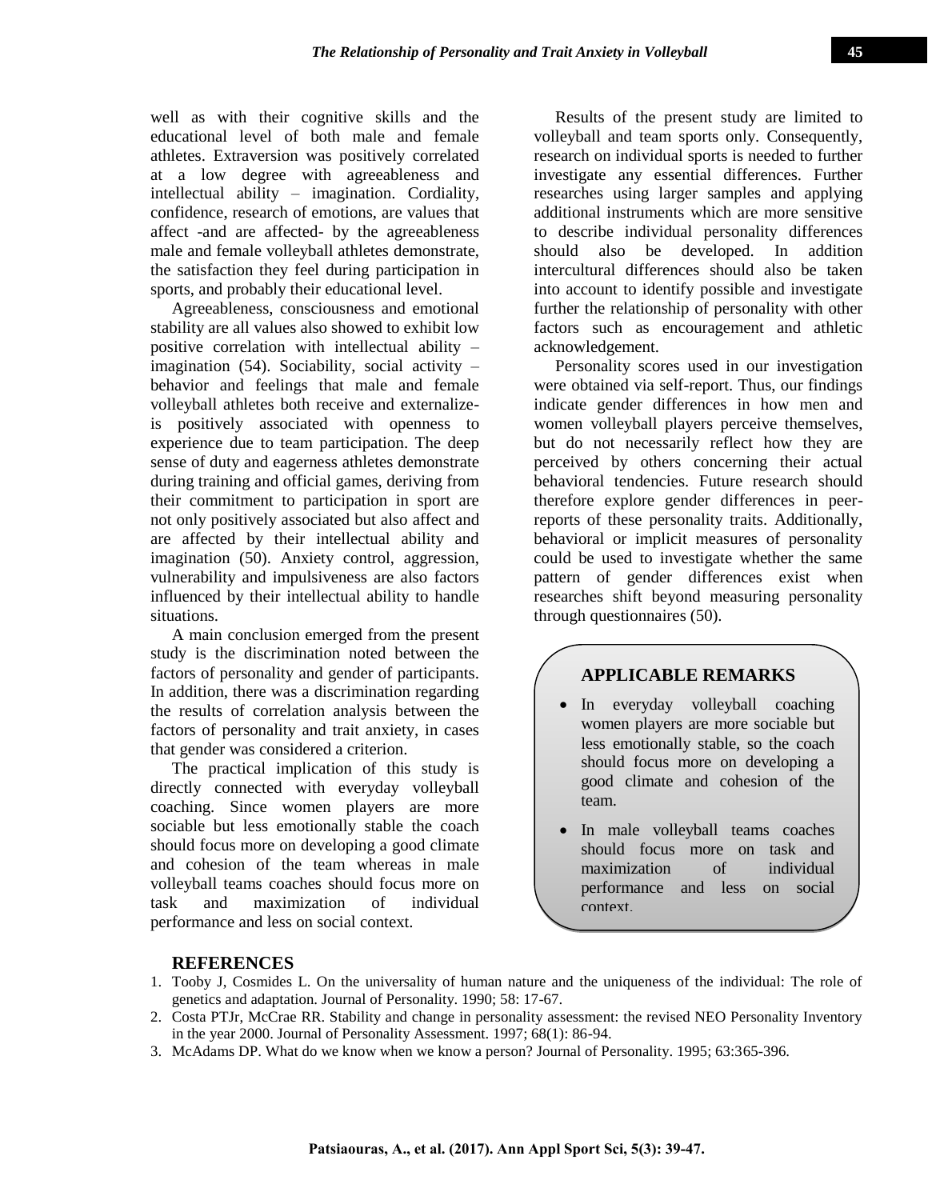well as with their cognitive skills and the educational level of both male and female athletes. Extraversion was positively correlated at a low degree with agreeableness and intellectual ability – imagination. Cordiality, confidence, research of emotions, are values that affect -and are affected- by the agreeableness male and female volleyball athletes demonstrate, the satisfaction they feel during participation in sports, and probably their educational level.

Agreeableness, consciousness and emotional stability are all values also showed to exhibit low positive correlation with intellectual ability – imagination (54). Sociability, social activity – behavior and feelings that male and female volleyball athletes both receive and externalize- is positively associated with openness to experience due to team participation. The deep sense of duty and eagerness athletes demonstrate during training and official games, deriving from their commitment to participation in sport are not only positively associated but also affect and are affected by their intellectual ability and imagination (50). Anxiety control, aggression, vulnerability and impulsiveness are also factors influenced by their intellectual ability to handle situations.

A main conclusion emerged from the present study is the discrimination noted between the factors of personality and gender of participants. In addition, there was a discrimination regarding the results of correlation analysis between the factors of personality and trait anxiety, in cases that gender was considered a criterion.

The practical implication of this study is directly connected with everyday volleyball coaching. Since women players are more sociable but less emotionally stable the coach should focus more on developing a good climate and cohesion of the team whereas in male volleyball teams coaches should focus more on task and maximization of individual performance and less on social context.

Results of the present study are limited to volleyball and team sports only. Consequently, research on individual sports is needed to further investigate any essential differences. Further researches using larger samples and applying additional instruments which are more sensitive to describe individual personality differences should also be developed. In addition intercultural differences should also be taken into account to identify possible and investigate further the relationship of personality with other factors such as encouragement and athletic acknowledgement.

Personality scores used in our investigation were obtained via self-report. Thus, our findings indicate gender differences in how men and women volleyball players perceive themselves, but do not necessarily reflect how they are perceived by others concerning their actual behavioral tendencies. Future research should therefore explore gender differences in peer-reports of these personality traits. Additionally, behavioral or implicit measures of personality could be used to investigate whether the same pattern of gender differences exist when researches shift beyond measuring personality through questionnaires (50).

## APPLICABLE REMARKS

- In everyday volleyball coaching women players are more sociable but less emotionally stable, so the coach should focus more on developing a good climate and cohesion of the team.
- In male volleyball teams coaches should focus more on task and maximization of individual performance and less on social context.

## REFERENCES

1. Tooby J, Cosmides L. On the universality of human nature and the uniqueness of the individual: The role of genetics and adaptation. Journal of Personality. 1990; 58: 17-67.
2. Costa PTJr, McCrae RR. Stability and change in personality assessment: the revised NEO Personality Inventory in the year 2000. Journal of Personality Assessment. 1997; 68(1): 86-94.
3. McAdams DP. What do we know when we know a person? Journal of Personality. 1995; 63:365-396.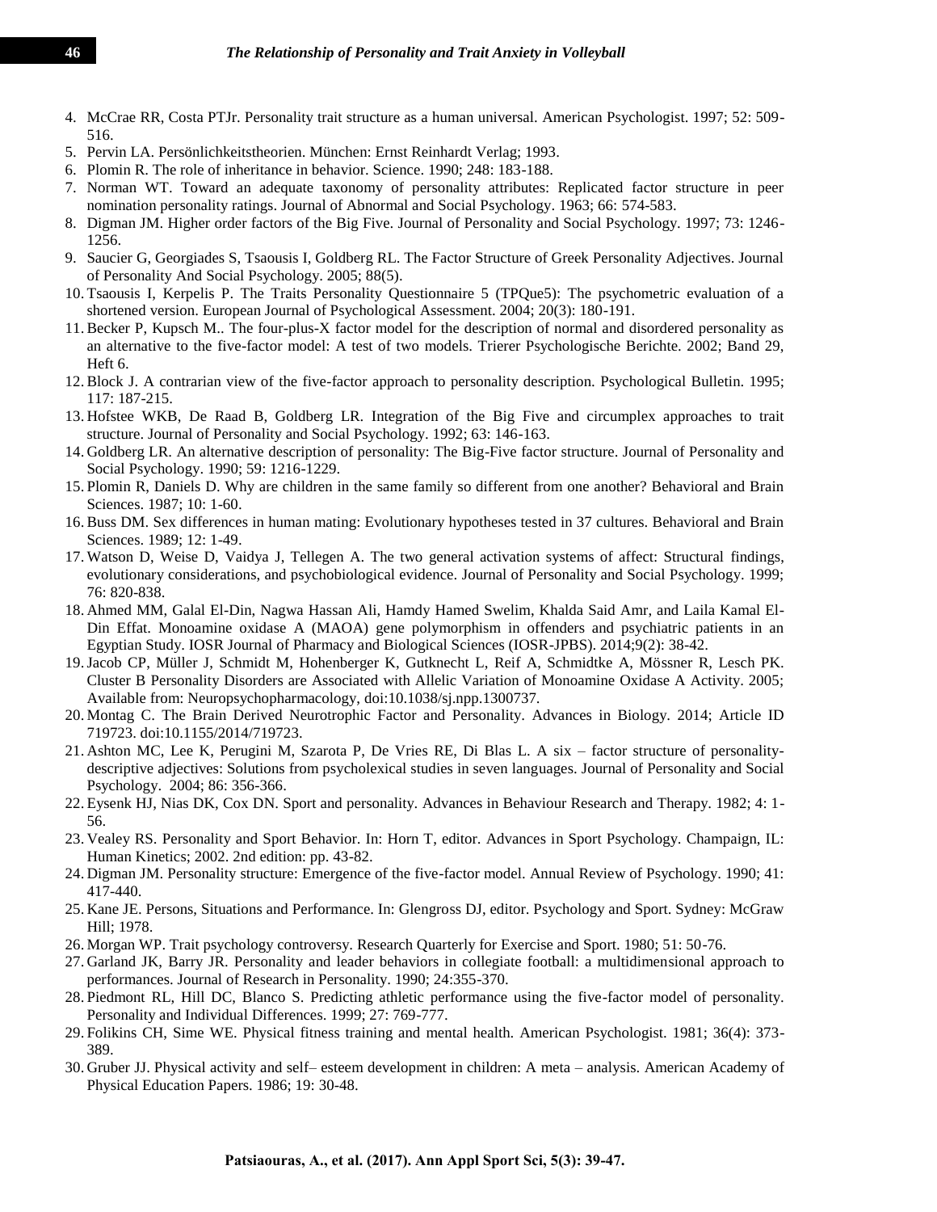4. McCrae RR, Costa PTJr. Personality trait structure as a human universal. American Psychologist. 1997; 52: 509-516.
5. Pervin LA. Persönlichkeitstheorien. München: Ernst Reinhardt Verlag; 1993.
6. Plomin R. The role of inheritance in behavior. Science. 1990; 248: 183-188.
7. Norman WT. Toward an adequate taxonomy of personality attributes: Replicated factor structure in peer nomination personality ratings. Journal of Abnormal and Social Psychology. 1963; 66: 574-583.
8. Digman JM. Higher order factors of the Big Five. Journal of Personality and Social Psychology. 1997; 73: 1246-1256.
9. Saucier G, Georgiades S, Tsaousis I, Goldberg RL. The Factor Structure of Greek Personality Adjectives. Journal of Personality And Social Psychology. 2005; 88(5).
10. Tsaousis I, Kerpelis P. The Traits Personality Questionnaire 5 (TPQue5): The psychometric evaluation of a shortened version. European Journal of Psychological Assessment. 2004; 20(3): 180-191.
11. Becker P, Kupsch M.. The four-plus-X factor model for the description of normal and disordered personality as an alternative to the five-factor model: A test of two models. Trierer Psychologische Berichte. 2002; Band 29, Heft 6.
12. Block J. A contrarian view of the five-factor approach to personality description. Psychological Bulletin. 1995; 117: 187-215.
13. Hofstee WKB, De Raad B, Goldberg LR. Integration of the Big Five and circumplex approaches to trait structure. Journal of Personality and Social Psychology. 1992; 63: 146-163.
14. Goldberg LR. An alternative description of personality: The Big-Five factor structure. Journal of Personality and Social Psychology. 1990; 59: 1216-1229.
15. Plomin R, Daniels D. Why are children in the same family so different from one another? Behavioral and Brain Sciences. 1987; 10: 1-60.
16. Buss DM. Sex differences in human mating: Evolutionary hypotheses tested in 37 cultures. Behavioral and Brain Sciences. 1989; 12: 1-49.
17. Watson D, Weise D, Vaidya J, Tellegen A. The two general activation systems of affect: Structural findings, evolutionary considerations, and psychobiological evidence. Journal of Personality and Social Psychology. 1999; 76: 820-838.
18. Ahmed MM, Galal El-Din, Nagwa Hassan Ali, Hamdy Hamed Swelim, Khalda Said Amr, and Laila Kamal El-Din Effat. Monoamine oxidase A (MAOA) gene polymorphism in offenders and psychiatric patients in an Egyptian Study. IOSR Journal of Pharmacy and Biological Sciences (IOSR-JPBS). 2014;9(2): 38-42.
19. Jacob CP, Müller J, Schmidt M, Hohenberger K, Gutknecht L, Reif A, Schmidtke A, Mössner R, Lesch PK. Cluster B Personality Disorders are Associated with Allelic Variation of Monoamine Oxidase A Activity. 2005; Available from: Neuropsychopharmacology, doi:10.1038/sj.npp.1300737.
20. Montag C. The Brain Derived Neurotrophic Factor and Personality. Advances in Biology. 2014; Article ID 719723. doi:10.1155/2014/719723.
21. Ashton MC, Lee K, Perugini M, Szarota P, De Vries RE, Di Blas L. A six – factor structure of personality-descriptive adjectives: Solutions from psycholexical studies in seven languages. Journal of Personality and Social Psychology. 2004; 86: 356-366.
22. Eysenk HJ, Nias DK, Cox DN. Sport and personality. Advances in Behaviour Research and Therapy. 1982; 4: 1-56.
23. Vealey RS. Personality and Sport Behavior. In: Horn T, editor. Advances in Sport Psychology. Champaign, IL: Human Kinetics; 2002. 2nd edition: pp. 43-82.
24. Digman JM. Personality structure: Emergence of the five-factor model. Annual Review of Psychology. 1990; 41: 417-440.
25. Kane JE. Persons, Situations and Performance. In: Glengross DJ, editor. Psychology and Sport. Sydney: McGraw Hill; 1978.
26. Morgan WP. Trait psychology controversy. Research Quarterly for Exercise and Sport. 1980; 51: 50-76.
27. Garland JK, Barry JR. Personality and leader behaviors in collegiate football: a multidimensional approach to performances. Journal of Research in Personality. 1990; 24:355-370.
28. Piedmont RL, Hill DC, Blanco S. Predicting athletic performance using the five-factor model of personality. Personality and Individual Differences. 1999; 27: 769-777.
29. Folikins CH, Sime WE. Physical fitness training and mental health. American Psychologist. 1981; 36(4): 373-389.
30. Gruber JJ. Physical activity and self– esteem development in children: A meta – analysis. American Academy of Physical Education Papers. 1986; 19: 30-48.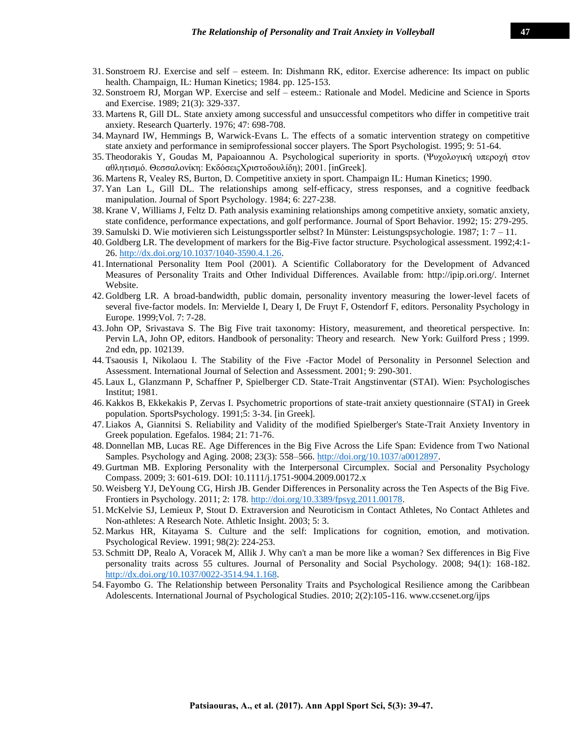31. Sonstroem RJ. Exercise and self – esteem. In: Dishmann RK, editor. Exercise adherence: Its impact on public health. Champaign, IL: Human Kinetics; 1984. pp. 125-153.
32. Sonstroem RJ, Morgan WP. Exercise and self – esteem.: Rationale and Model. Medicine and Science in Sports and Exercise. 1989; 21(3): 329-337.
33. Martens R, Gill DL. State anxiety among successful and unsuccessful competitors who differ in competitive trait anxiety. Research Quarterly. 1976; 47: 698-708.
34. Maynard IW, Hemmings B, Warwick-Evans L. The effects of a somatic intervention strategy on competitive state anxiety and performance in semiprofessional soccer players. The Sport Psychologist. 1995; 9: 51-64.
35. Theodorakis Y, Goudas M, Papaioannou A. Psychological superiority in sports. (Ψυχολογική υπεροχή στον αθλητισμό. Θεσσαλονίκη: ΕκδόσειςΧριστοδουλίδη); 2001. [inGreek].
36. Martens R, Vealey RS, Burton, D. Competitive anxiety in sport. Champaign IL: Human Kinetics; 1990.
37. Yan Lan L, Gill DL. The relationships among self-efficacy, stress responses, and a cognitive feedback manipulation. Journal of Sport Psychology. 1984; 6: 227-238.
38. Krane V, Williams J, Feltz D. Path analysis examining relationships among competitive anxiety, somatic anxiety, state confidence, performance expectations, and golf performance. Journal of Sport Behavior. 1992; 15: 279-295.
39. Samulski D. Wie motivieren sich Leistungssportler selbst? In Münster: Leistungspsychologie. 1987; 1: 7 – 11.
40. Goldberg LR. The development of markers for the Big-Five factor structure. Psychological assessment. 1992;4:1-26. http://dx.doi.org/10.1037/1040-3590.4.1.26.
41. International Personality Item Pool (2001). A Scientific Collaboratory for the Development of Advanced Measures of Personality Traits and Other Individual Differences. Available from: http://ipip.ori.org/. Internet Website.
42. Goldberg LR. A broad-bandwidth, public domain, personality inventory measuring the lower-level facets of several five-factor models. In: Mervielde I, Deary I, De Fruyt F, Ostendorf F, editors. Personality Psychology in Europe. 1999;Vol. 7: 7-28.
43. John OP, Srivastava S. The Big Five trait taxonomy: History, measurement, and theoretical perspective. In: Pervin LA, John OP, editors. Handbook of personality: Theory and research. New York: Guilford Press ; 1999. 2nd edn, pp. 102139.
44. Tsaousis I, Nikolaou I. The Stability of the Five -Factor Model of Personality in Personnel Selection and Assessment. International Journal of Selection and Assessment. 2001; 9: 290-301.
45. Laux L, Glanzmann P, Schaffner P, Spielberger CD. State-Trait Angstinventar (STAI). Wien: Psychologisches Institut; 1981.
46. Kakkos B, Ekkekakis P, Zervas I. Psychometric proportions of state-trait anxiety questionnaire (STAI) in Greek population. SportsPsychology. 1991;5: 3-34. [in Greek].
47. Liakos A, Giannitsi S. Reliability and Validity of the modified Spielberger's State-Trait Anxiety Inventory in Greek population. Egefalos. 1984; 21: 71-76.
48. Donnellan MB, Lucas RE. Age Differences in the Big Five Across the Life Span: Evidence from Two National Samples. Psychology and Aging. 2008; 23(3): 558–566. http://doi.org/10.1037/a0012897.
49. Gurtman MB. Exploring Personality with the Interpersonal Circumplex. Social and Personality Psychology Compass. 2009; 3: 601-619. DOI: 10.1111/j.1751-9004.2009.00172.x
50. Weisberg YJ, DeYoung CG, Hirsh JB. Gender Differences in Personality across the Ten Aspects of the Big Five. Frontiers in Psychology. 2011; 2: 178. http://doi.org/10.3389/fpsyg.2011.00178.
51. McKelvie SJ, Lemieux P, Stout D. Extraversion and Neuroticism in Contact Athletes, No Contact Athletes and Non-athletes: A Research Note. Athletic Insight. 2003; 5: 3.
52. Markus HR, Kitayama S. Culture and the self: Implications for cognition, emotion, and motivation. Psychological Review. 1991; 98(2): 224-253.
53. Schmitt DP, Realo A, Voracek M, Allik J. Why can't a man be more like a woman? Sex differences in Big Five personality traits across 55 cultures. Journal of Personality and Social Psychology. 2008; 94(1): 168-182. http://dx.doi.org/10.1037/0022-3514.94.1.168.
54. Fayombo G. The Relationship between Personality Traits and Psychological Resilience among the Caribbean Adolescents. International Journal of Psychological Studies. 2010; 2(2):105-116. www.ccsenet.org/ijps